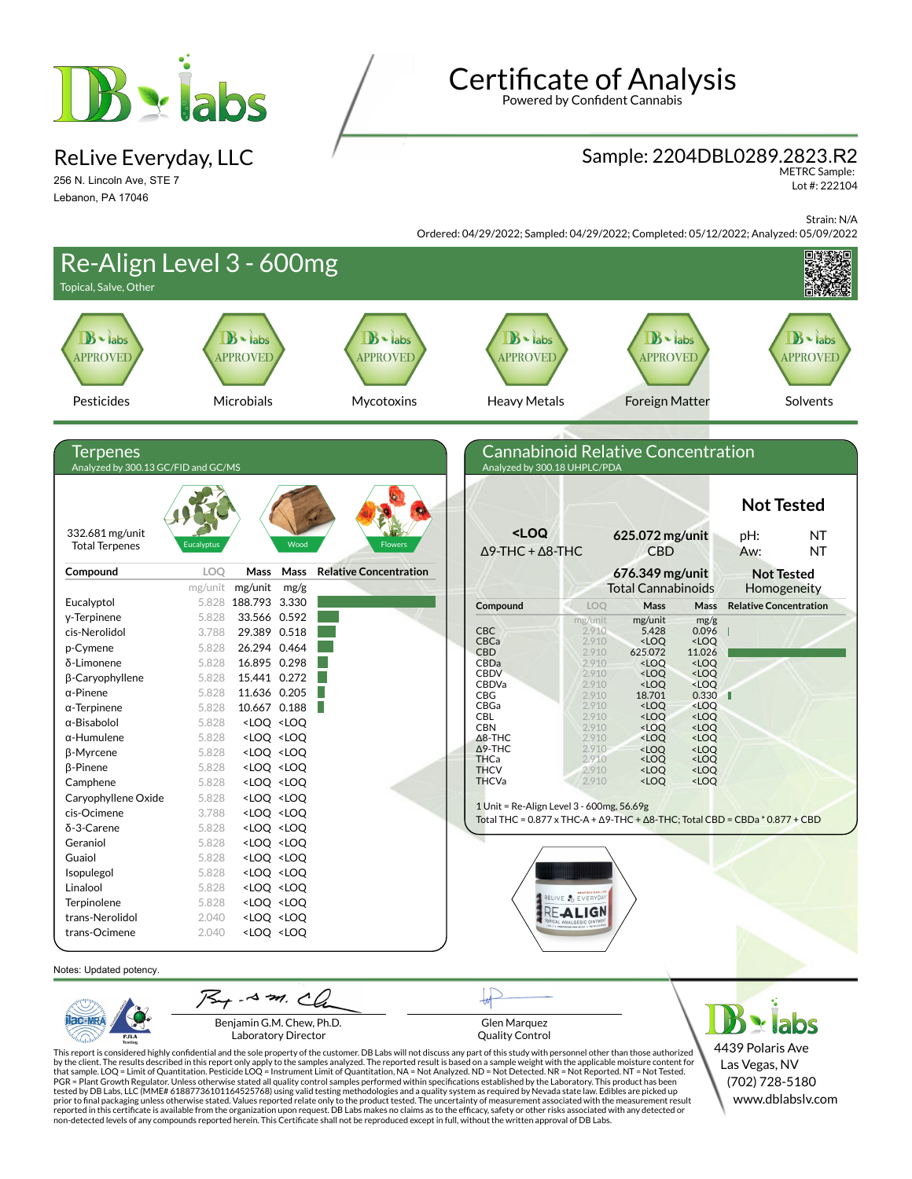# Certificate of Analysis

Powered by Confident Cannabis

**ReLive Everyday, LLC**
256 N. Lincoln Ave, STE 7
Lebanon, PA 17046

**Sample: 2204DBL0289.2823.R2**
METRC Sample:
Lot #: 222104

Strain: N/A
Ordered: 04/29/2022; Sampled: 04/29/2022; Completed: 05/12/2022; Analyzed: 05/09/2022

## Re-Align Level 3 - 600mg

Topical, Salve, Other

| Pesticides | Microbials | Mycotoxins | Heavy Metals | Foreign Matter | Solvents |
|---|---|---|---|---|---|
| APPROVED | APPROVED | APPROVED | APPROVED | APPROVED | APPROVED |

## Terpenes

Analyzed by 300.13 GC/FID and GC/MS

332.681 mg/unit
Total Terpenes

Eucalyptus — Wood — Flowers

| Compound | LOQ (mg/unit) | Mass (mg/unit) | Mass (mg/g) |
|---|---|---|---|
| Eucalyptol | 5.828 | 188.793 | 3.330 |
| γ-Terpinene | 5.828 | 33.566 | 0.592 |
| cis-Nerolidol | 3.788 | 29.389 | 0.518 |
| p-Cymene | 5.828 | 26.294 | 0.464 |
| δ-Limonene | 5.828 | 16.895 | 0.298 |
| β-Caryophyllene | 5.828 | 15.441 | 0.272 |
| α-Pinene | 5.828 | 11.636 | 0.205 |
| α-Terpinene | 5.828 | 10.667 | 0.188 |
| α-Bisabolol | 5.828 | <LOQ | <LOQ |
| α-Humulene | 5.828 | <LOQ | <LOQ |
| β-Myrcene | 5.828 | <LOQ | <LOQ |
| β-Pinene | 5.828 | <LOQ | <LOQ |
| Camphene | 5.828 | <LOQ | <LOQ |
| Caryophyllene Oxide | 5.828 | <LOQ | <LOQ |
| cis-Ocimene | 3.788 | <LOQ | <LOQ |
| δ-3-Carene | 5.828 | <LOQ | <LOQ |
| Geraniol | 5.828 | <LOQ | <LOQ |
| Guaiol | 5.828 | <LOQ | <LOQ |
| Isopulegol | 5.828 | <LOQ | <LOQ |
| Linalool | 5.828 | <LOQ | <LOQ |
| Terpinolene | 5.828 | <LOQ | <LOQ |
| trans-Nerolidol | 2.040 | <LOQ | <LOQ |
| trans-Ocimene | 2.040 | <LOQ | <LOQ |

## Cannabinoid Relative Concentration

Analyzed by 300.18 UHPLC/PDA

**Not Tested**

| <LOQ | 625.072 mg/unit | pH: NT |
|---|---|---|
| Δ9-THC + Δ8-THC | CBD | Aw: NT |
| | **676.349 mg/unit** Total Cannabinoids | **Not Tested** Homogeneity |

| Compound | LOQ (mg/unit) | Mass (mg/unit) | Mass (mg/g) |
|---|---|---|---|
| CBC | 2.910 | 5.428 | 0.096 |
| CBCa | 2.910 | <LOQ | <LOQ |
| CBD | 2.910 | 625.072 | 11.026 |
| CBDa | 2.910 | <LOQ | <LOQ |
| CBDV | 2.910 | <LOQ | <LOQ |
| CBDVa | 2.910 | <LOQ | <LOQ |
| CBG | 2.910 | 18.701 | 0.330 |
| CBGa | 2.910 | <LOQ | <LOQ |
| CBL | 2.910 | <LOQ | <LOQ |
| CBN | 2.910 | <LOQ | <LOQ |
| Δ8-THC | 2.910 | <LOQ | <LOQ |
| Δ9-THC | 2.910 | <LOQ | <LOQ |
| THCa | 2.910 | <LOQ | <LOQ |
| THCV | 2.910 | <LOQ | <LOQ |
| THCVa | 2.910 | <LOQ | <LOQ |

1 Unit = Re-Align Level 3 - 600mg, 56.69g
Total THC = 0.877 x THC-A + Δ9-THC + Δ8-THC; Total CBD = CBDa * 0.877 + CBD

Notes: Updated potency.

Benjamin G.M. Chew, Ph.D.
Laboratory Director

Glen Marquez
Quality Control

DB labs
4439 Polaris Ave
Las Vegas, NV
(702) 728-5180
www.dblabslv.com

This report is considered highly confidential and the sole property of the customer. DB Labs will not discuss any part of this study with personnel other than those authorized by the client. The results described in this report only apply to the samples analyzed. The reported result is based on a sample weight with the applicable moisture content for that sample. LOQ = Limit of Quantitation. Pesticide LOQ = Instrument Limit of Quantitation, NA = Not Analyzed. ND = Not Detected. NR = Not Reported. NT = Not Tested. PGR = Plant Growth Regulator. Unless otherwise stated all quality control samples performed within specifications established by the Laboratory. This product has been tested by DB Labs, LLC (MME# 61887736101164525768) using valid testing methodologies and a quality system as required by Nevada state law. Edibles are picked up prior to final packaging unless otherwise stated. Values reported relate only to the product tested. The uncertainty of measurement associated with the measurement result reported in this certificate is available from the organization upon request. DB Labs makes no claims as to the efficacy, safety or other risks associated with any detected or non-detected levels of any compounds reported herein. This Certificate shall not be reproduced except in full, without the written approval of DB Labs.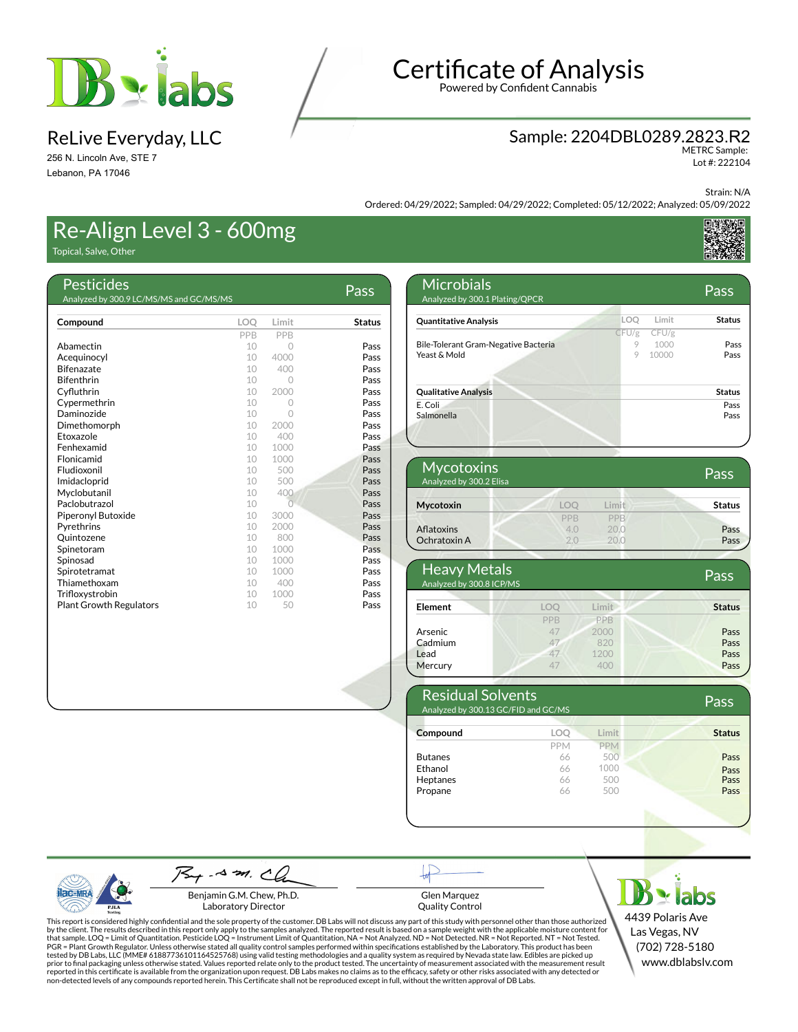# Certificate of Analysis

Powered by Confident Cannabis

## ReLive Everyday, LLC

256 N. Lincoln Ave, STE 7
Lebanon, PA 17046

## Sample: 2204DBL0289.2823.R2

METRC Sample:
Lot #: 222104

Strain: N/A

Ordered: 04/29/2022; Sampled: 04/29/2022; Completed: 05/12/2022; Analyzed: 05/09/2022

# Re-Align Level 3 - 600mg

Topical, Salve, Other

## Pesticides — Pass

Analyzed by 300.9 LC/MS/MS and GC/MS/MS

| Compound | LOQ | Limit | Status |
|---|---|---|---|
| | PPB | PPB | |
| Abamectin | 10 | 0 | Pass |
| Acequinocyl | 10 | 4000 | Pass |
| Bifenazate | 10 | 400 | Pass |
| Bifenthrin | 10 | 0 | Pass |
| Cyfluthrin | 10 | 2000 | Pass |
| Cypermethrin | 10 | 0 | Pass |
| Daminozide | 10 | 0 | Pass |
| Dimethomorph | 10 | 2000 | Pass |
| Etoxazole | 10 | 400 | Pass |
| Fenhexamid | 10 | 1000 | Pass |
| Flonicamid | 10 | 1000 | Pass |
| Fludioxonil | 10 | 500 | Pass |
| Imidacloprid | 10 | 500 | Pass |
| Myclobutanil | 10 | 400 | Pass |
| Paclobutrazol | 10 | 0 | Pass |
| Piperonyl Butoxide | 10 | 3000 | Pass |
| Pyrethrins | 10 | 2000 | Pass |
| Quintozene | 10 | 800 | Pass |
| Spinetoram | 10 | 1000 | Pass |
| Spinosad | 10 | 1000 | Pass |
| Spirotetramat | 10 | 1000 | Pass |
| Thiamethoxam | 10 | 400 | Pass |
| Trifloxystrobin | 10 | 1000 | Pass |
| Plant Growth Regulators | 10 | 50 | Pass |

## Microbials — Pass

Analyzed by 300.1 Plating/QPCR

| Quantitative Analysis | LOQ | Limit | Status |
|---|---|---|---|
| | CFU/g | CFU/g | |
| Bile-Tolerant Gram-Negative Bacteria | 9 | 1000 | Pass |
| Yeast & Mold | 9 | 10000 | Pass |

| Qualitative Analysis | Status |
|---|---|
| E. Coli | Pass |
| Salmonella | Pass |

## Mycotoxins — Pass

Analyzed by 300.2 Elisa

| Mycotoxin | LOQ | Limit | Status |
|---|---|---|---|
| | PPB | PPB | |
| Aflatoxins | 4.0 | 20.0 | Pass |
| Ochratoxin A | 2.0 | 20.0 | Pass |

## Heavy Metals — Pass

Analyzed by 300.8 ICP/MS

| Element | LOQ | Limit | Status |
|---|---|---|---|
| | PPB | PPB | |
| Arsenic | 47 | 2000 | Pass |
| Cadmium | 47 | 820 | Pass |
| Lead | 47 | 1200 | Pass |
| Mercury | 47 | 400 | Pass |

## Residual Solvents — Pass

Analyzed by 300.13 GC/FID and GC/MS

| Compound | LOQ | Limit | Status |
|---|---|---|---|
| | PPM | PPM | |
| Butanes | 66 | 500 | Pass |
| Ethanol | 66 | 1000 | Pass |
| Heptanes | 66 | 500 | Pass |
| Propane | 66 | 500 | Pass |

Benjamin G.M. Chew, Ph.D.
Laboratory Director

Glen Marquez
Quality Control

This report is considered highly confidential and the sole property of the customer. DB Labs will not discuss any part of this study with personnel other than those authorized by the client. The results described in this report only apply to the samples analyzed. The reported result is based on a sample weight with the applicable moisture content for that sample. LOQ = Limit of Quantitation. Pesticide LOQ = Instrument Limit of Quantitation, NA = Not Analyzed. ND = Not Detected. NR = Not Reported. NT = Not Tested. PGR = Plant Growth Regulator. Unless otherwise stated all quality control samples performed within specifications established by the Laboratory. This product has been tested by DB Labs, LLC (MME# 61887736101164525768) using valid testing methodologies and a quality system as required by Nevada state law. Edibles are picked up prior to final packaging unless otherwise stated. Values reported relate only to the product tested. The uncertainty of measurement associated with the measurement result reported in this certificate is available from the organization upon request. DB Labs makes no claims as to the efficacy, safety or other risks associated with any detected or non-detected levels of any compounds reported herein. This Certificate shall not be reproduced except in full, without the written approval of DB Labs.

4439 Polaris Ave
Las Vegas, NV
(702) 728-5180
www.dblabslv.com